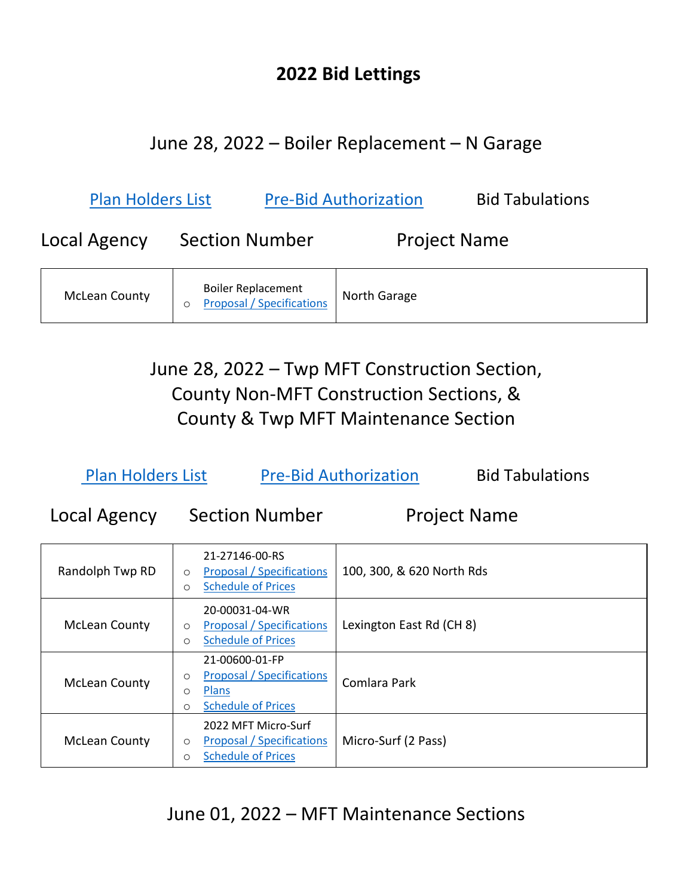# 2022 Bid Lettings

## June 28, 2022 – Boiler Replacement – N Garage

Plan Holders List | Pre-Bid Authorization | Bid Tabulations

| Local Agency | Section Number | Project Name |
|---|---|---|
| McLean County | Boiler Replacement<br>○ Proposal / Specifications | North Garage |

## June 28, 2022 – Twp MFT Construction Section, County Non-MFT Construction Sections, & County & Twp MFT Maintenance Section

Plan Holders List | Pre-Bid Authorization | Bid Tabulations

| Local Agency | Section Number | Project Name |
|---|---|---|
| Randolph Twp RD | 21-27146-00-RS<br>○ Proposal / Specifications<br>○ Schedule of Prices | 100, 300, & 620 North Rds |
| McLean County | 20-00031-04-WR<br>○ Proposal / Specifications<br>○ Schedule of Prices | Lexington East Rd (CH 8) |
| McLean County | 21-00600-01-FP<br>○ Proposal / Specifications<br>○ Plans<br>○ Schedule of Prices | Comlara Park |
| McLean County | 2022 MFT Micro-Surf<br>○ Proposal / Specifications<br>○ Schedule of Prices | Micro-Surf (2 Pass) |

## June 01, 2022 – MFT Maintenance Sections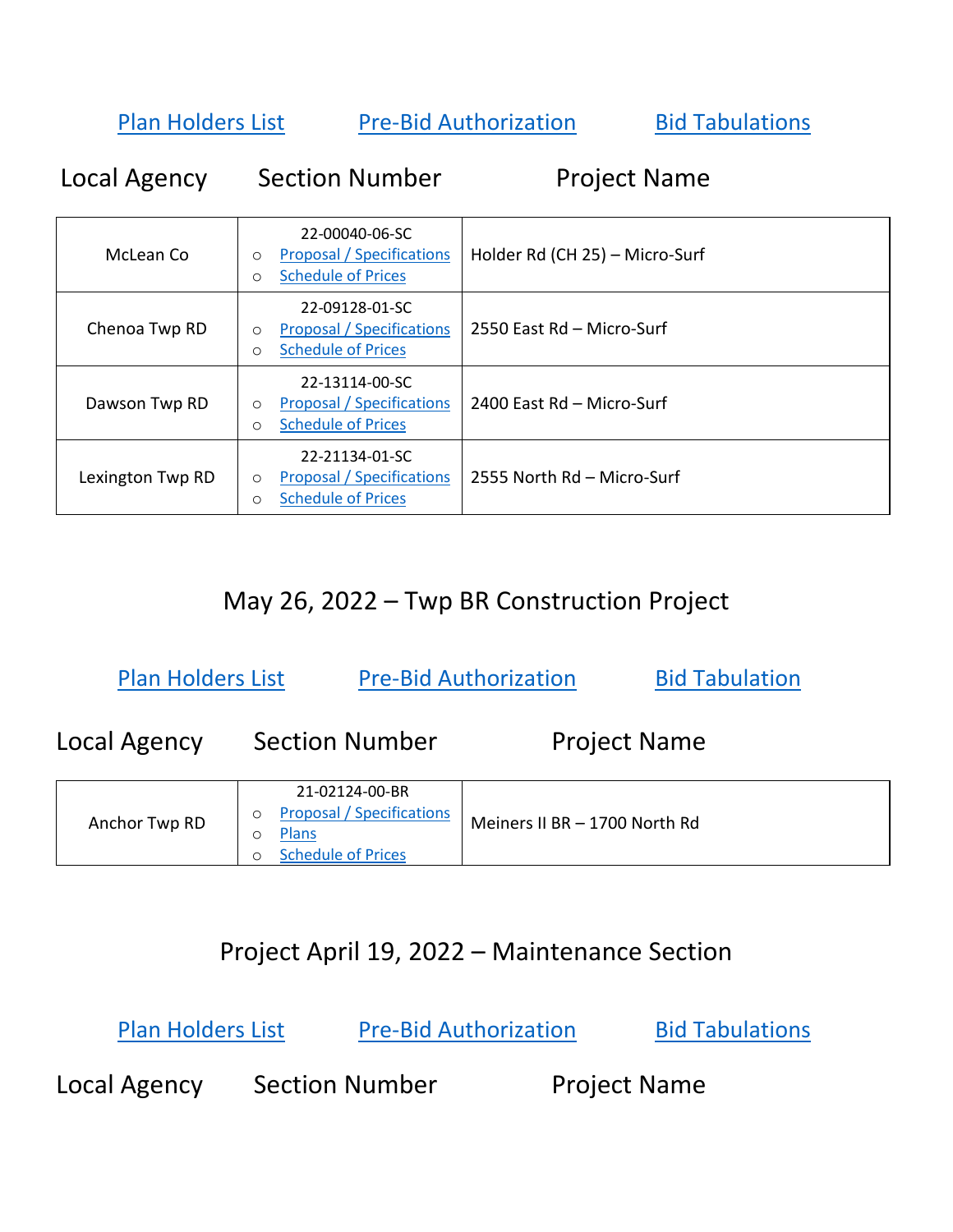Plan Holders List    Pre-Bid Authorization    Bid Tabulations

| Local Agency | Section Number | Project Name |
|---|---|---|
| McLean Co | 22-00040-06-SC<br>○ Proposal / Specifications<br>○ Schedule of Prices | Holder Rd (CH 25) – Micro-Surf |
| Chenoa Twp RD | 22-09128-01-SC<br>○ Proposal / Specifications<br>○ Schedule of Prices | 2550 East Rd – Micro-Surf |
| Dawson Twp RD | 22-13114-00-SC<br>○ Proposal / Specifications<br>○ Schedule of Prices | 2400 East Rd – Micro-Surf |
| Lexington Twp RD | 22-21134-01-SC<br>○ Proposal / Specifications<br>○ Schedule of Prices | 2555 North Rd – Micro-Surf |

## May 26, 2022 – Twp BR Construction Project

Plan Holders List    Pre-Bid Authorization    Bid Tabulation

| Local Agency | Section Number | Project Name |
|---|---|---|
| Anchor Twp RD | 21-02124-00-BR<br>○ Proposal / Specifications<br>○ Plans<br>○ Schedule of Prices | Meiners II BR – 1700 North Rd |

## Project April 19, 2022 – Maintenance Section

Plan Holders List    Pre-Bid Authorization    Bid Tabulations

Local Agency    Section Number    Project Name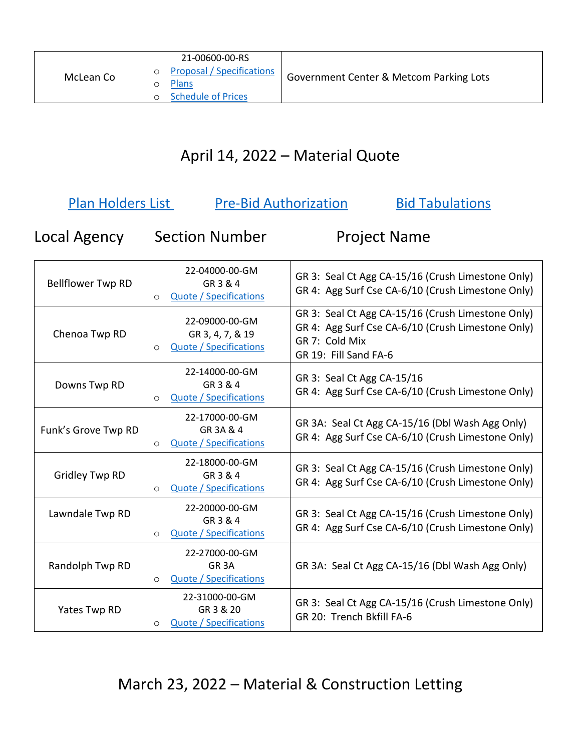| | | |
|---|---|---|
| McLean Co | 21-00600-00-RS<br>○ Proposal / Specifications<br>○ Plans<br>○ Schedule of Prices | Government Center & Metcom Parking Lots |

## April 14, 2022 – Material Quote

Plan Holders List     Pre-Bid Authorization     Bid Tabulations

| Local Agency | Section Number | Project Name |
|---|---|---|
| Bellflower Twp RD | 22-04000-00-GM<br>GR 3 & 4<br>○ Quote / Specifications | GR 3: Seal Ct Agg CA-15/16 (Crush Limestone Only)<br>GR 4: Agg Surf Cse CA-6/10 (Crush Limestone Only) |
| Chenoa Twp RD | 22-09000-00-GM<br>GR 3, 4, 7, & 19<br>○ Quote / Specifications | GR 3: Seal Ct Agg CA-15/16 (Crush Limestone Only)<br>GR 4: Agg Surf Cse CA-6/10 (Crush Limestone Only)<br>GR 7: Cold Mix<br>GR 19: Fill Sand FA-6 |
| Downs Twp RD | 22-14000-00-GM<br>GR 3 & 4<br>○ Quote / Specifications | GR 3: Seal Ct Agg CA-15/16<br>GR 4: Agg Surf Cse CA-6/10 (Crush Limestone Only) |
| Funk's Grove Twp RD | 22-17000-00-GM<br>GR 3A & 4<br>○ Quote / Specifications | GR 3A: Seal Ct Agg CA-15/16 (Dbl Wash Agg Only)<br>GR 4: Agg Surf Cse CA-6/10 (Crush Limestone Only) |
| Gridley Twp RD | 22-18000-00-GM<br>GR 3 & 4<br>○ Quote / Specifications | GR 3: Seal Ct Agg CA-15/16 (Crush Limestone Only)<br>GR 4: Agg Surf Cse CA-6/10 (Crush Limestone Only) |
| Lawndale Twp RD | 22-20000-00-GM<br>GR 3 & 4<br>○ Quote / Specifications | GR 3: Seal Ct Agg CA-15/16 (Crush Limestone Only)<br>GR 4: Agg Surf Cse CA-6/10 (Crush Limestone Only) |
| Randolph Twp RD | 22-27000-00-GM<br>GR 3A<br>○ Quote / Specifications | GR 3A: Seal Ct Agg CA-15/16 (Dbl Wash Agg Only) |
| Yates Twp RD | 22-31000-00-GM<br>GR 3 & 20<br>○ Quote / Specifications | GR 3: Seal Ct Agg CA-15/16 (Crush Limestone Only)<br>GR 20: Trench Bkfill FA-6 |

## March 23, 2022 – Material & Construction Letting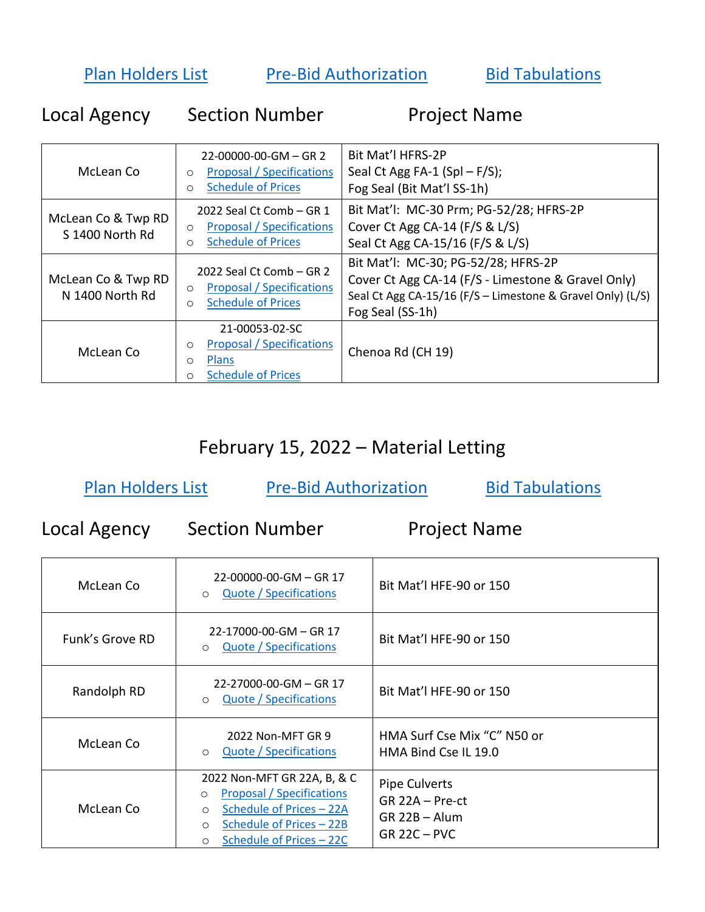[Plan Holders List] [Pre-Bid Authorization] [Bid Tabulations]

| Local Agency | Section Number | Project Name |
|---|---|---|
| McLean Co | 22-00000-00-GM – GR 2<br>○ Proposal / Specifications<br>○ Schedule of Prices | Bit Mat'l HFRS-2P<br>Seal Ct Agg FA-1 (Spl – F/S);<br>Fog Seal (Bit Mat'l SS-1h) |
| McLean Co & Twp RD<br>S 1400 North Rd | 2022 Seal Ct Comb – GR 1<br>○ Proposal / Specifications<br>○ Schedule of Prices | Bit Mat'l: MC-30 Prm; PG-52/28; HFRS-2P<br>Cover Ct Agg CA-14 (F/S & L/S)<br>Seal Ct Agg CA-15/16 (F/S & L/S) |
| McLean Co & Twp RD<br>N 1400 North Rd | 2022 Seal Ct Comb – GR 2<br>○ Proposal / Specifications<br>○ Schedule of Prices | Bit Mat'l: MC-30; PG-52/28; HFRS-2P<br>Cover Ct Agg CA-14 (F/S - Limestone & Gravel Only)<br>Seal Ct Agg CA-15/16 (F/S – Limestone & Gravel Only) (L/S)<br>Fog Seal (SS-1h) |
| McLean Co | 21-00053-02-SC<br>○ Proposal / Specifications<br>○ Plans<br>○ Schedule of Prices | Chenoa Rd (CH 19) |

## February 15, 2022 – Material Letting

[Plan Holders List] [Pre-Bid Authorization] [Bid Tabulations]

| Local Agency | Section Number | Project Name |
|---|---|---|
| McLean Co | 22-00000-00-GM – GR 17<br>○ Quote / Specifications | Bit Mat'l HFE-90 or 150 |
| Funk's Grove RD | 22-17000-00-GM – GR 17<br>○ Quote / Specifications | Bit Mat'l HFE-90 or 150 |
| Randolph RD | 22-27000-00-GM – GR 17<br>○ Quote / Specifications | Bit Mat'l HFE-90 or 150 |
| McLean Co | 2022 Non-MFT GR 9<br>○ Quote / Specifications | HMA Surf Cse Mix "C" N50 or<br>HMA Bind Cse IL 19.0 |
| McLean Co | 2022 Non-MFT GR 22A, B, & C<br>○ Proposal / Specifications<br>○ Schedule of Prices – 22A<br>○ Schedule of Prices – 22B<br>○ Schedule of Prices – 22C | Pipe Culverts<br>GR 22A – Pre-ct<br>GR 22B – Alum<br>GR 22C – PVC |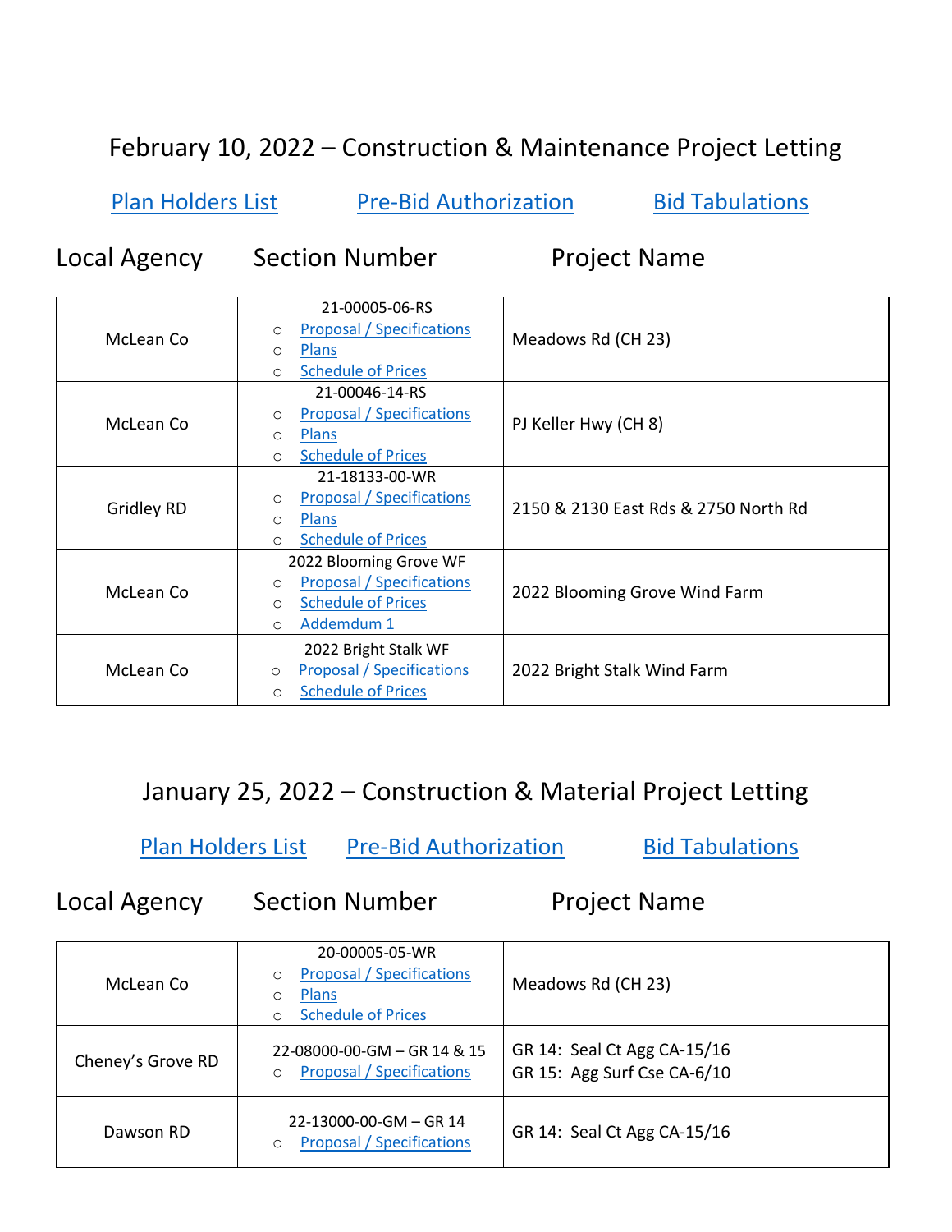## February 10, 2022 – Construction & Maintenance Project Letting

Plan Holders List    Pre-Bid Authorization    Bid Tabulations

| Local Agency | Section Number | Project Name |
|---|---|---|
| McLean Co | 21-00005-06-RS<br>○ Proposal / Specifications<br>○ Plans<br>○ Schedule of Prices | Meadows Rd (CH 23) |
| McLean Co | 21-00046-14-RS<br>○ Proposal / Specifications<br>○ Plans<br>○ Schedule of Prices | PJ Keller Hwy (CH 8) |
| Gridley RD | 21-18133-00-WR<br>○ Proposal / Specifications<br>○ Plans<br>○ Schedule of Prices | 2150 & 2130 East Rds & 2750 North Rd |
| McLean Co | 2022 Blooming Grove WF<br>○ Proposal / Specifications<br>○ Schedule of Prices<br>○ Addemdum 1 | 2022 Blooming Grove Wind Farm |
| McLean Co | 2022 Bright Stalk WF<br>○ Proposal / Specifications<br>○ Schedule of Prices | 2022 Bright Stalk Wind Farm |

## January 25, 2022 – Construction & Material Project Letting

Plan Holders List    Pre-Bid Authorization    Bid Tabulations

| Local Agency | Section Number | Project Name |
|---|---|---|
| McLean Co | 20-00005-05-WR<br>○ Proposal / Specifications<br>○ Plans<br>○ Schedule of Prices | Meadows Rd (CH 23) |
| Cheney's Grove RD | 22-08000-00-GM – GR 14 & 15<br>○ Proposal / Specifications | GR 14: Seal Ct Agg CA-15/16<br>GR 15: Agg Surf Cse CA-6/10 |
| Dawson RD | 22-13000-00-GM – GR 14<br>○ Proposal / Specifications | GR 14: Seal Ct Agg CA-15/16 |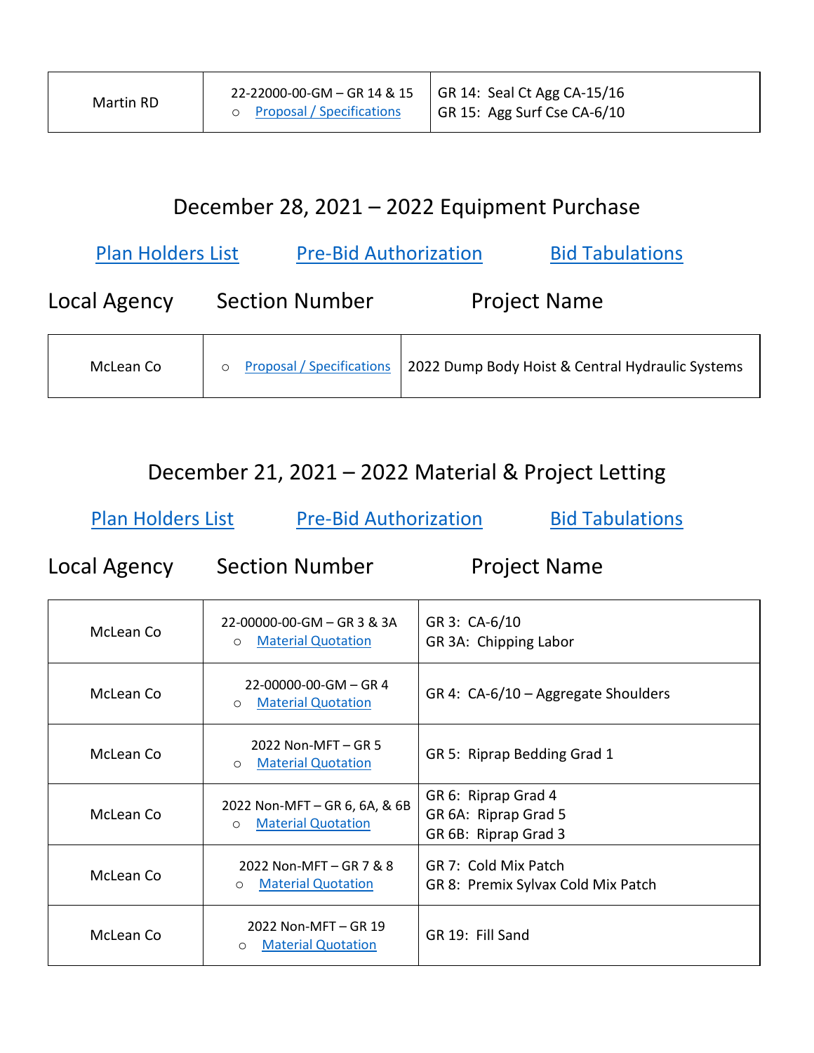| Martin RD | 22-22000-00-GM – GR 14 & 15<br>○ Proposal / Specifications | GR 14: Seal Ct Agg CA-15/16<br>GR 15: Agg Surf Cse CA-6/10 |
|---|---|---|

## December 28, 2021 – 2022 Equipment Purchase

Plan Holders List    Pre-Bid Authorization    Bid Tabulations

| Local Agency | Section Number | Project Name |
|---|---|---|
| McLean Co | ○ Proposal / Specifications | 2022 Dump Body Hoist & Central Hydraulic Systems |

## December 21, 2021 – 2022 Material & Project Letting

Plan Holders List    Pre-Bid Authorization    Bid Tabulations

| Local Agency | Section Number | Project Name |
|---|---|---|
| McLean Co | 22-00000-00-GM – GR 3 & 3A<br>○ Material Quotation | GR 3: CA-6/10<br>GR 3A: Chipping Labor |
| McLean Co | 22-00000-00-GM – GR 4<br>○ Material Quotation | GR 4: CA-6/10 – Aggregate Shoulders |
| McLean Co | 2022 Non-MFT – GR 5<br>○ Material Quotation | GR 5: Riprap Bedding Grad 1 |
| McLean Co | 2022 Non-MFT – GR 6, 6A, & 6B<br>○ Material Quotation | GR 6: Riprap Grad 4<br>GR 6A: Riprap Grad 5<br>GR 6B: Riprap Grad 3 |
| McLean Co | 2022 Non-MFT – GR 7 & 8<br>○ Material Quotation | GR 7: Cold Mix Patch<br>GR 8: Premix Sylvax Cold Mix Patch |
| McLean Co | 2022 Non-MFT – GR 19<br>○ Material Quotation | GR 19: Fill Sand |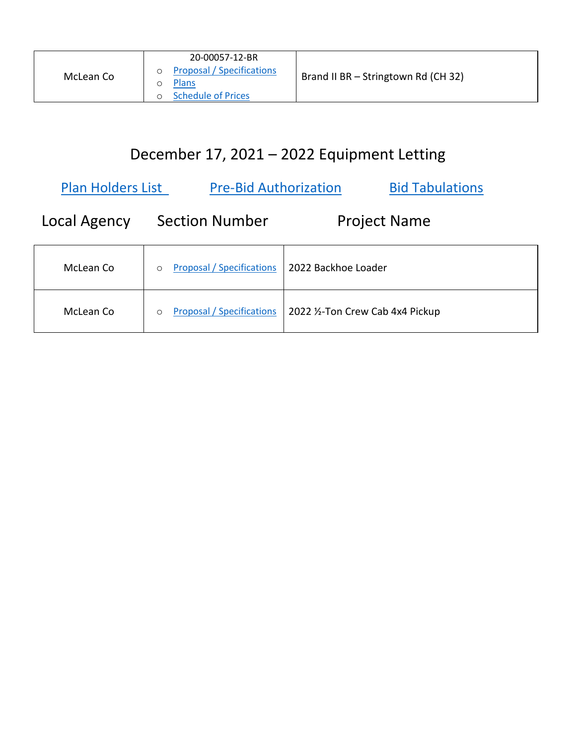| | | |
|---|---|---|
| McLean Co | 20-00057-12-BR<br>○ Proposal / Specifications<br>○ Plans<br>○ Schedule of Prices | Brand II BR – Stringtown Rd (CH 32) |

## December 17, 2021 – 2022 Equipment Letting

Plan Holders List     Pre-Bid Authorization     Bid Tabulations

| Local Agency | Section Number | Project Name |
|---|---|---|
| McLean Co | ○ Proposal / Specifications | 2022 Backhoe Loader |
| McLean Co | ○ Proposal / Specifications | 2022 ½-Ton Crew Cab 4x4 Pickup |